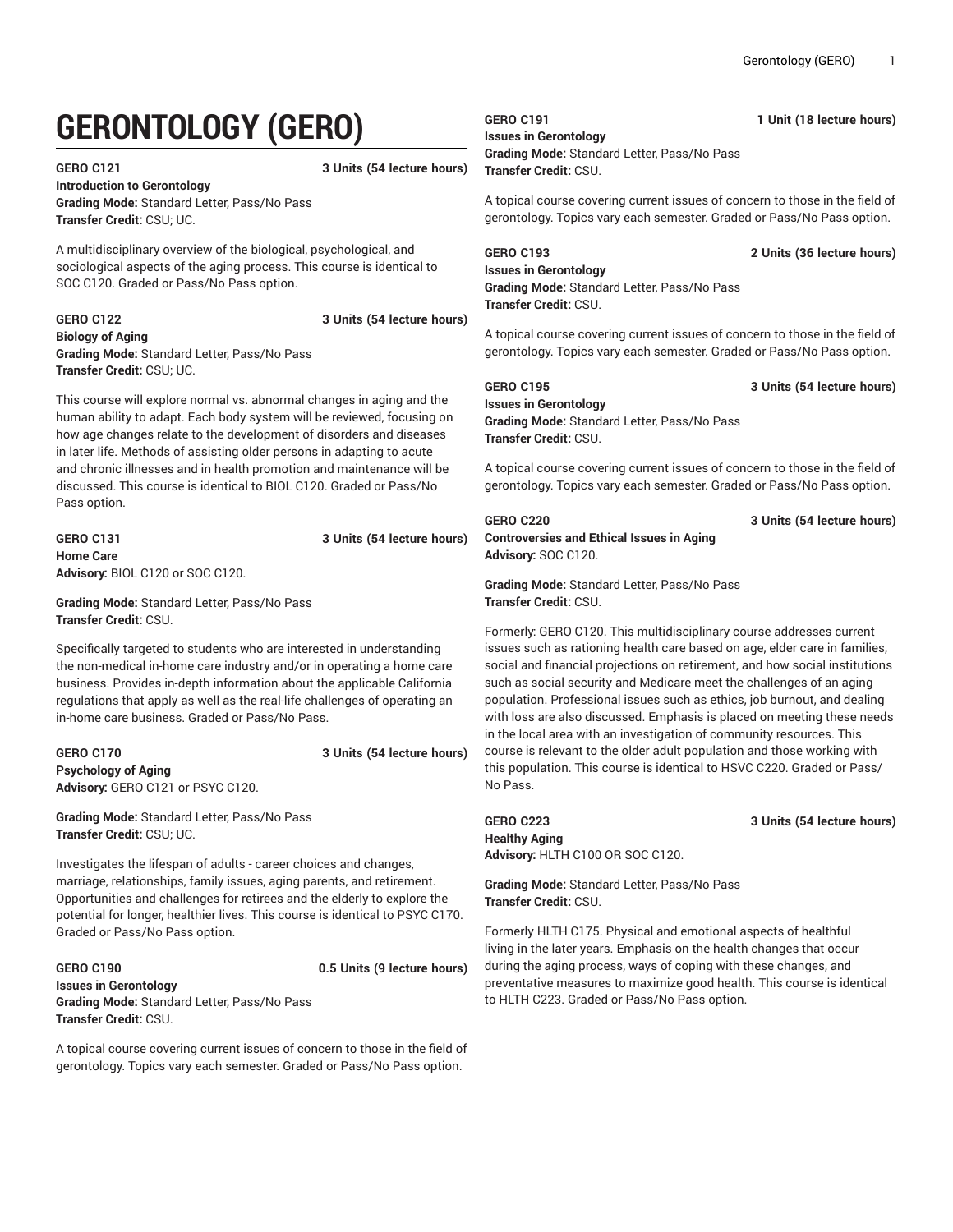# GERONTOLOGY (GERO)

**GERO C121** **3 Units (54 lecture hours)**
**Introduction to Gerontology**
**Grading Mode:** Standard Letter, Pass/No Pass
**Transfer Credit:** CSU; UC.

A multidisciplinary overview of the biological, psychological, and sociological aspects of the aging process. This course is identical to SOC C120. Graded or Pass/No Pass option.

**GERO C122** **3 Units (54 lecture hours)**
**Biology of Aging**
**Grading Mode:** Standard Letter, Pass/No Pass
**Transfer Credit:** CSU; UC.

This course will explore normal vs. abnormal changes in aging and the human ability to adapt. Each body system will be reviewed, focusing on how age changes relate to the development of disorders and diseases in later life. Methods of assisting older persons in adapting to acute and chronic illnesses and in health promotion and maintenance will be discussed. This course is identical to BIOL C120. Graded or Pass/No Pass option.

**GERO C131** **3 Units (54 lecture hours)**
**Home Care**
**Advisory:** BIOL C120 or SOC C120.

**Grading Mode:** Standard Letter, Pass/No Pass
**Transfer Credit:** CSU.

Specifically targeted to students who are interested in understanding the non-medical in-home care industry and/or in operating a home care business. Provides in-depth information about the applicable California regulations that apply as well as the real-life challenges of operating an in-home care business. Graded or Pass/No Pass.

**GERO C170** **3 Units (54 lecture hours)**
**Psychology of Aging**
**Advisory:** GERO C121 or PSYC C120.

**Grading Mode:** Standard Letter, Pass/No Pass
**Transfer Credit:** CSU; UC.

Investigates the lifespan of adults - career choices and changes, marriage, relationships, family issues, aging parents, and retirement. Opportunities and challenges for retirees and the elderly to explore the potential for longer, healthier lives. This course is identical to PSYC C170. Graded or Pass/No Pass option.

**GERO C190** **0.5 Units (9 lecture hours)**
**Issues in Gerontology**
**Grading Mode:** Standard Letter, Pass/No Pass
**Transfer Credit:** CSU.

A topical course covering current issues of concern to those in the field of gerontology. Topics vary each semester. Graded or Pass/No Pass option.

**GERO C191** **1 Unit (18 lecture hours)**
**Issues in Gerontology**
**Grading Mode:** Standard Letter, Pass/No Pass
**Transfer Credit:** CSU.

A topical course covering current issues of concern to those in the field of gerontology. Topics vary each semester. Graded or Pass/No Pass option.

**GERO C193** **2 Units (36 lecture hours)**
**Issues in Gerontology**
**Grading Mode:** Standard Letter, Pass/No Pass
**Transfer Credit:** CSU.

A topical course covering current issues of concern to those in the field of gerontology. Topics vary each semester. Graded or Pass/No Pass option.

**GERO C195** **3 Units (54 lecture hours)**
**Issues in Gerontology**
**Grading Mode:** Standard Letter, Pass/No Pass
**Transfer Credit:** CSU.

A topical course covering current issues of concern to those in the field of gerontology. Topics vary each semester. Graded or Pass/No Pass option.

**GERO C220** **3 Units (54 lecture hours)**
**Controversies and Ethical Issues in Aging**
**Advisory:** SOC C120.

**Grading Mode:** Standard Letter, Pass/No Pass
**Transfer Credit:** CSU.

Formerly: GERO C120. This multidisciplinary course addresses current issues such as rationing health care based on age, elder care in families, social and financial projections on retirement, and how social institutions such as social security and Medicare meet the challenges of an aging population. Professional issues such as ethics, job burnout, and dealing with loss are also discussed. Emphasis is placed on meeting these needs in the local area with an investigation of community resources. This course is relevant to the older adult population and those working with this population. This course is identical to HSVC C220. Graded or Pass/No Pass.

**GERO C223** **3 Units (54 lecture hours)**
**Healthy Aging**
**Advisory:** HLTH C100 OR SOC C120.

**Grading Mode:** Standard Letter, Pass/No Pass
**Transfer Credit:** CSU.

Formerly HLTH C175. Physical and emotional aspects of healthful living in the later years. Emphasis on the health changes that occur during the aging process, ways of coping with these changes, and preventative measures to maximize good health. This course is identical to HLTH C223. Graded or Pass/No Pass option.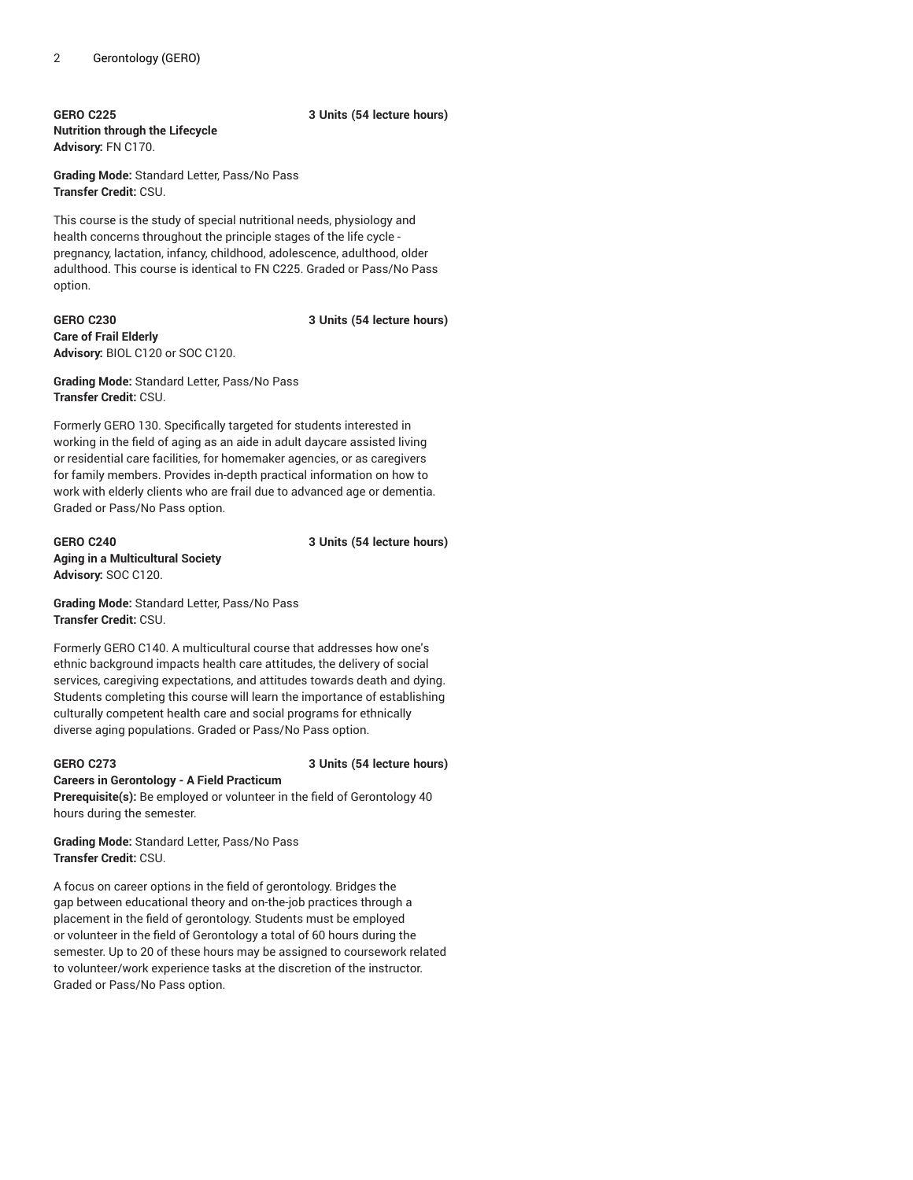**GERO C225** **3 Units (54 lecture hours)**
**Nutrition through the Lifecycle**
**Advisory:** FN C170.

**Grading Mode:** Standard Letter, Pass/No Pass
**Transfer Credit:** CSU.

This course is the study of special nutritional needs, physiology and health concerns throughout the principle stages of the life cycle - pregnancy, lactation, infancy, childhood, adolescence, adulthood, older adulthood. This course is identical to FN C225. Graded or Pass/No Pass option.

**GERO C230** **3 Units (54 lecture hours)**
**Care of Frail Elderly**
**Advisory:** BIOL C120 or SOC C120.

**Grading Mode:** Standard Letter, Pass/No Pass
**Transfer Credit:** CSU.

Formerly GERO 130. Specifically targeted for students interested in working in the field of aging as an aide in adult daycare assisted living or residential care facilities, for homemaker agencies, or as caregivers for family members. Provides in-depth practical information on how to work with elderly clients who are frail due to advanced age or dementia. Graded or Pass/No Pass option.

**GERO C240** **3 Units (54 lecture hours)**
**Aging in a Multicultural Society**
**Advisory:** SOC C120.

**Grading Mode:** Standard Letter, Pass/No Pass
**Transfer Credit:** CSU.

Formerly GERO C140. A multicultural course that addresses how one's ethnic background impacts health care attitudes, the delivery of social services, caregiving expectations, and attitudes towards death and dying. Students completing this course will learn the importance of establishing culturally competent health care and social programs for ethnically diverse aging populations. Graded or Pass/No Pass option.

**GERO C273** **3 Units (54 lecture hours)**
**Careers in Gerontology - A Field Practicum**
**Prerequisite(s):** Be employed or volunteer in the field of Gerontology 40 hours during the semester.

**Grading Mode:** Standard Letter, Pass/No Pass
**Transfer Credit:** CSU.

A focus on career options in the field of gerontology. Bridges the gap between educational theory and on-the-job practices through a placement in the field of gerontology. Students must be employed or volunteer in the field of Gerontology a total of 60 hours during the semester. Up to 20 of these hours may be assigned to coursework related to volunteer/work experience tasks at the discretion of the instructor. Graded or Pass/No Pass option.